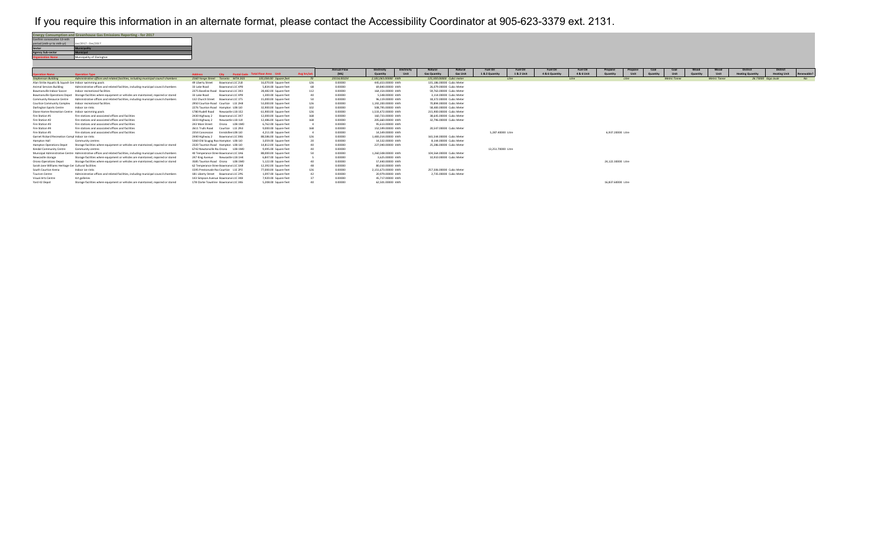If you require this information in an alternate format, please contact the Accessibility Coordinator at 905-623-3379 ext. 2131.

| Energy Consumption and Greenhouse Gas Emissions Reporting - for 2017 | |
|---|---|
| Confirm consecutive 12-mth period (mth-yr to mth-yr) | Jan/2017 - Dec/2017 |
| Sector | Municipality |
| Agency Sub-sector | Municipal |
| Organization Name | Municipality of Clarington |

| Operation Name | Operation Type | Address | City | Postal Code | Total Floor Area | Unit | Avg hrs/wk | Annual Flow (ML) | Electricity Quantity | Electricity Unit | Natural Gas Quantity | Natural Gas Unit | Fuel Oil 1 & 2 Quantity | Fuel Oil 1 & 2 Unit | Fuel Oil 4 & 6 Quantity | Fuel Oil 4 & 6 Unit | Propane Quantity | Propane Unit | Coal Quantity | Coal Unit | Wood Quantity | Wood Unit | District Heating Quantity | District Heating Unit | Renewable? |
|---|---|---|---|---|---|---|---|---|---|---|---|---|---|---|---|---|---|---|---|---|---|---|---|---|---|
| Stephenson Building | Administrative offices and related facilities, including municipal council chambers | 2560 Yonge Street | Toronto | M7W 2G5 | 335,056.00 | Square feet | 70 | 23516.00224 | 2,181,065.00000 | kWh | 125,460.00000 | Cubic meter | | Litre | | Litre | | Litre | | Metric Tonne | | Metric Tonne | 26.73000 | Giga Joule | No |
| Alan Strike Aquatic & Squash Cen | Indoor swimming pools | 49 Liberty Street | Bowmanvil | L1C 2L8 | 16,070.00 | Square Feet | 126 | 0.00000 | 445,653.00000 | kWh | 135,186.00000 | Cubic Meter | | | | | | | | | | | | | |
| Animal Services Building | Administrative offices and related facilities, including municipal council chambers | 33 Lake Road | Bowmanvil | L1C 4P8 | 5,834.00 | Square Feet | 68 | 0.00000 | 69,840.00000 | kWh | 26,079.00000 | Cubic Meter | | | | | | | | | | | | | |
| Bowmanville Indoor Soccer | Indoor recreational facilities | 2375 Baseline Road | Bowmanvil | L1C 3K3 | 28,482.00 | Square Feet | 112 | 0.00000 | 164,154.00000 | kWh | 59,763.00000 | Cubic Meter | | | | | | | | | | | | | |
| Bowmanville Operations Depot | Storage facilities where equipment or vehicles are maintained, repaired or stored | 33 Lake Road | Bowmanvil | L1C 4P8 | 1,300.00 | Square Feet | 40 | 0.00000 | 5,548.00000 | kWh | 3,114.00000 | Cubic Meter | | | | | | | | | | | | | |
| Community Resource Centre | Administrative offices and related facilities, including municipal council chambers | 132 Church Street | Bowmanvil | L1C 1T5 | 15,000.00 | Square Feet | 50 | 0.00000 | 96,139.00000 | kWh | 18,372.00000 | Cubic Meter | | | | | | | | | | | | | |
| Courtice Community Complex | Indoor recreational facilities | 2950 Courtice Road | Courtice | L1E 2H8 | 53,000.00 | Square Feet | 126 | 0.00000 | 1,192,200.00000 | kWh | 70,894.00000 | Cubic Meter | | | | | | | | | | | | | |
| Darlington Sports Centre | Indoor ice rinks | 2276 Taunton Road | Hampton | L0B 1J0 | 32,800.00 | Square Feet | 102 | 0.00000 | 508,795.00000 | kWh | 58,680.00000 | Cubic Meter | | | | | | | | | | | | | |
| Diane Hamre Recreation Centre | Indoor swimming pools | 1780 Rudell Road | Newcastle | L1B 1E2 | 61,800.00 | Square Feet | 126 | 0.00000 | 1,533,472.00000 | kWh | 215,900.00000 | Cubic Meter | | | | | | | | | | | | | |
| Fire Station #1 | Fire stations and associated offices and facilities | 2430 Highway 2 | Bowmanvil | L1C 3K7 | 12,000.00 | Square Feet | 168 | 0.00000 | 160,733.00000 | kWh | 38,645.00000 | Cubic Meter | | | | | | | | | | | | | |
| Fire Station #2 | Fire stations and associated offices and facilities | 3333 Highway 2 | Newcastle | L1B 1L9 | 12,486.00 | Square Feet | 168 | 0.00000 | 205,660.00000 | kWh | 32,796.00000 | Cubic Meter | | | | | | | | | | | | | |
| Fire Station #3 | Fire stations and associated offices and facilities | 243 Main Street | Orono | L0B 1M0 | 6,762.00 | Square Feet | 4 | 0.00000 | 95,613.00000 | kWh | | | | | | | | | | | | | | | |
| Fire Station #4 | Fire stations and associated offices and facilities | 2611 Trulls Road | Courtice | L1E 2N3 | 9,000.00 | Square Feet | 168 | 0.00000 | 152,599.00000 | kWh | 20,547.00000 | Cubic Meter | | | | | | | | | | | | | |
| Fire Station #5 | Fire stations and associated offices and facilities | 2354 Concession | Enniskillen | L0B 1J0 | 4,211.00 | Square Feet | 4 | 0.00000 | 34,549.00000 | kWh | | | 5,287.40000 | Litre | | | 6,937.20000 | Litre | | | | | | | |
| Garnet Rickard Recreation Compl | Indoor ice rinks | 2440 Highway 2 | Bowmanvil | L1C 3K6 | 88,586.00 | Square Feet | 126 | 0.00000 | 1,480,016.00000 | kWh | 165,544.00000 | Cubic Meter | | | | | | | | | | | | | |
| Hampton Hall | Community centres | 5360 Old Scugog Roa | Hampton | L0B 1J0 | 3,059.00 | Square Feet | 20 | 0.00000 | 14,532.00000 | kWh | 8,144.00000 | Cubic Meter | | | | | | | | | | | | | |
| Hampton Operations Depot | Storage facilities where equipment or vehicles are maintained, repaired or stored | 2320 Taunton Road | Hampton | L0B 1J0 | 14,812.00 | Square Feet | 40 | 0.00000 | 227,040.00000 | kWh | 25,286.00000 | Cubic Meter | | | | | | | | | | | | | |
| Kendal Community Centre | Community centres | 6742 Newtonville Ro | Orono | L0B 1M0 | 9,695.00 | Square Feet | 40 | 0.00000 | | | | | 13,251.70000 | Litre | | | | | | | | | | | |
| Municipal Administrative Centre | Administrative offices and related facilities, including municipal council chambers | 40 Temperance Stree | Bowmanvil | L1C 3A6 | 88,000.00 | Square Feet | 50 | 0.00000 | 1,260,508.00000 | kWh | 104,564.00000 | Cubic Meter | | | | | | | | | | | | | |
| Newcastle storage | Storage facilities where equipment or vehicles are maintained, repaired or stored | 247 King Avenue | Newcastle | L1B 1H4 | 6,847.00 | Square Feet | 5 | 0.00000 | 3,625.00000 | kWh | 10,910.00000 | Cubic Meter | | | | | | | | | | | | | |
| Orono Operations Depot | Storage facilities where equipment or vehicles are maintained, repaired or stored | 3585 Taunton Road | Orono | L0B 1M0 | 5,122.00 | Square Feet | 40 | 0.00000 | 57,440.00000 | kWh | | | | | | | 24,122.30000 | Litre | | | | | | | |
| Sarah Jane Williams Heritage Cer | Cultural facilities | 62 Temperance Stree | Bowmanvil | L1C 3A8 | 12,392.00 | Square Feet | 48 | 0.00000 | 80,010.00000 | kWh | | | | | | | | | | | | | | | |
| South Courtice Arena | Indoor ice rinks | 1595 Prestonvale Roa | Courtice | L1E 2P2 | 77,000.00 | Square Feet | 126 | 0.00000 | 2,151,673.00000 | kWh | 257,506.00000 | Cubic Meter | | | | | | | | | | | | | |
| Tourism Centre | Administrative offices and related facilities, including municipal council chambers | 181 Liberty Street | Bowmanvil | L1C 2P6 | 1,097.00 | Square Feet | 42 | 0.00000 | 20,979.00000 | kWh | 2,735.00000 | Cubic Meter | | | | | | | | | | | | | |
| Visual Arts Centre | Art galleries | 143 Simpson Avenue | Bowmanvil | L1C 2K8 | 7,920.00 | Square Feet | 37 | 0.00000 | 45,717.00000 | kWh | | | | | | | | | | | | | | | |
| Yard 42 Depot | Storage facilities where equipment or vehicles are maintained, repaired or stored | 178 Clarke Townline | Bowmanvil | L1C 3K6 | 5,208.00 | Square Feet | 40 | 0.00000 | 62,501.00000 | kWh | | | | | | | 16,837.60000 | Litre | | | | | | | |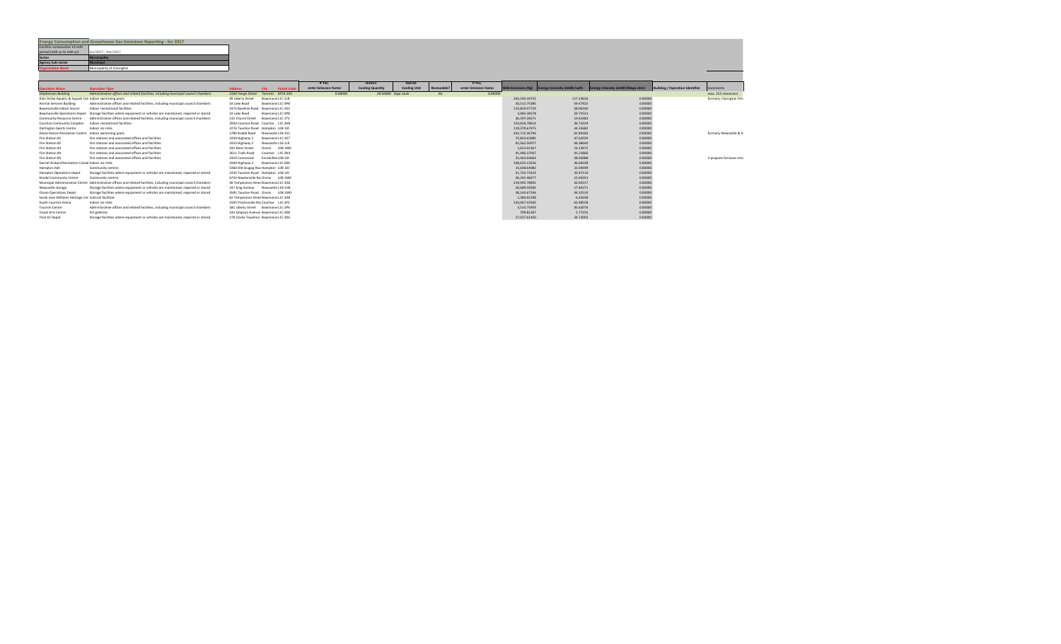## Energy Consumption and Greenhouse Gas Emissions Reporting - for 2017

| | |
|---|---|
| Confirm consecutive 12-mth period (mth-yr to mth-yr) | Jan/2017 - Dec/2017 |
| Sector | Municipality |
| Agency Sub-sector | Municipal |
| Organization Name | Municipality of Clarington |

| Operation Name | Operation Type | Address | City | Postal Code | If Yes, enter Emission Factor | District Cooling Quantity | District Cooling Unit | Renewable? | If Yes, enter Emission Factor | GHG Emissions (Kg) | Energy Intensity (ekWh/sqft) | Energy Intensity (ekWh/Mega Litre) | Building / Operation Identifier | Comments |
|---|---|---|---|---|---|---|---|---|---|---|---|---|---|---|
| *Stephenson Building* | *Administrative offices and related facilities, including municipal council chambers* | *2160 Yonge Street* | *Toronto* | *M7A 2G5* | *0.00000* | *29.50680* | *Giga Joule* | *No* | *0.00000* | | | | | *max. 255 characters* |
| Alan Strike Aquatic & Squash Cen | Indoor swimming pools | 49 Liberty Street | Bowmanvil | L1C 2L8 | | | | | | 263,295.20722 | 117.13626 | 0.00000 | | formerly Clarington Fitn |
| Animal Services Building | Administrative offices and related facilities, including municipal council chambers | 33 Lake Road | Bowmanvil | L1C 4P8 | | | | | | 50,515.75585 | 59.47922 | 0.00000 | | |
| Bowmanville Indoor Soccer | Indoor recreational facilities | 2375 Baseline Road | Bowmanvil | L1C 3K3 | | | | | | 115,829.07729 | 28.06340 | 0.00000 | | |
| Bowmanville Operations Depot | Storage facilities where equipment or vehicles are maintained, repaired or stored | 33 Lake Road | Bowmanvil | L1C 4P8 | | | | | | 5,983.38178 | 29.72511 | 0.00000 | | |
| Community Resource Centre | Administrative offices and related facilities, including municipal council chambers | 132 Church Street | Bowmanvil | L1C 1T5 | | | | | | 36,397.26571 | 19.42483 | 0.00000 | | |
| Courtice Community Complex | Indoor recreational facilities | 2950 Courtice Road | Courtice | L1E 2H8 | | | | | | 154,656.78614 | 36.73329 | 0.00000 | | |
| Darlington Sports Centre | Indoor ice rinks | 2276 Taunton Road | Hampton | L0B 1J0 | | | | | | 119,370.67475 | 34.35682 | 0.00000 | | |
| Diane Hamre Recreation Centre | Indoor swimming pools | 1780 Rudell Road | Newcastle | L1B 1E2 | | | | | | 434,712.36796 | 61.84183 | 0.00000 | | formerly Newcastle & D |
| Fire Station #1 | Fire stations and associated offices and facilities | 2430 Highway 2 | Bowmanvil | L1C 3K7 | | | | | | 75,843.63985 | 47.62029 | 0.00000 | | |
| Fire Station #2 | Fire stations and associated offices and facilities | 3333 Highway 2 | Newcastle | L1B 1L9 | | | | | | 65,562.50977 | 44.38640 | 0.00000 | | |
| Fire Station #3 | Fire stations and associated offices and facilities | 243 Main Street | Orono | L0B 1M0 | | | | | | 5,653.91367 | 14.13975 | 0.00000 | | |
| Fire Station #4 | Fire stations and associated offices and facilities | 2611 Trulls Road | Courtice | L1E 2N3 | | | | | | 41,486.37097 | 41.21866 | 0.00000 | | |
| Fire Station #5 | Fire stations and associated offices and facilities | 2354 Concession | Enniskillen | L0B 1J0 | | | | | | 25,403.64664 | 28.56988 | 0.00000 | | 3 propane furnaces inst |
| Garnet Rickard Recreation Compl | Indoor ice rinks | 2440 Highway 2 | Bowmanvil | L1C 3K6 | | | | | | 338,631.13226 | 36.60148 | 0.00000 | | |
| Hampton Hall | Community centres | 5360 Old Scugog Roa | Hampton | L0B 1J0 | | | | | | 15,648.64082 | 33.04699 | 0.00000 | | |
| Hampton Operations Depot | Storage facilities where equipment or vehicles are maintained, repaired or stored | 2320 Taunton Road | Hampton | L0B 1J0 | | | | | | 51,733.73224 | 33.47110 | 0.00000 | | |
| Kendal Community Centre | Community centres | 6742 Newtonville Ro | Orono | L0B 1M0 | | | | | | 36,245.46677 | 15.09201 | 0.00000 | | |
| Municipal Administrative Centre | Administrative offices and related facilities, including municipal council chambers | 40 Temperance Stree | Bowmanvil | L1C 3A6 | | | | | | 239,493.78901 | 26.95217 | 0.00000 | | |
| Newcastle storage | Storage facilities where equipment or vehicles are maintained, repaired or stored | 247 King Avenue | Newcastle | L1B 1H4 | | | | | | 20,689.44582 | 17.46371 | 0.00000 | | |
| Orono Operations Depot | Storage facilities where equipment or vehicles are maintained, repaired or stored | 3585 Taunton Road | Orono | L0B 1M0 | | | | | | 38,165.67546 | 48.32510 | 0.00000 | | |
| Sarah Jane Williams Heritage Cen | Cultural facilities | 62 Temperance Stree | Bowmanvil | L1C 3A8 | | | | | | 1,384.01298 | 6.45658 | 0.00000 | | |
| South Courtice Arena | Indoor ice rinks | 1595 Prestonvale Roa | Courtice | L1E 2P2 | | | | | | 524,067.93582 | 63.48558 | 0.00000 | | |
| Tourism Centre | Administrative offices and related facilities, including municipal council chambers | 181 Liberty Street | Bowmanvil | L1C 2P6 | | | | | | 5,533.75959 | 45.62076 | 0.00000 | | |
| Visual Arts Centre | Art galleries | 143 Simpson Avenue | Bowmanvil | L1C 3K8 | | | | | | 790.81267 | 5.77236 | 0.00000 | | |
| Yard 42 Depot | Storage facilities where equipment or vehicles are maintained, repaired or stored | 178 Clarke Townline | Bowmanvil | L1C 3K6 | | | | | | 27,027.61450 | 34.73093 | 0.00000 | | |